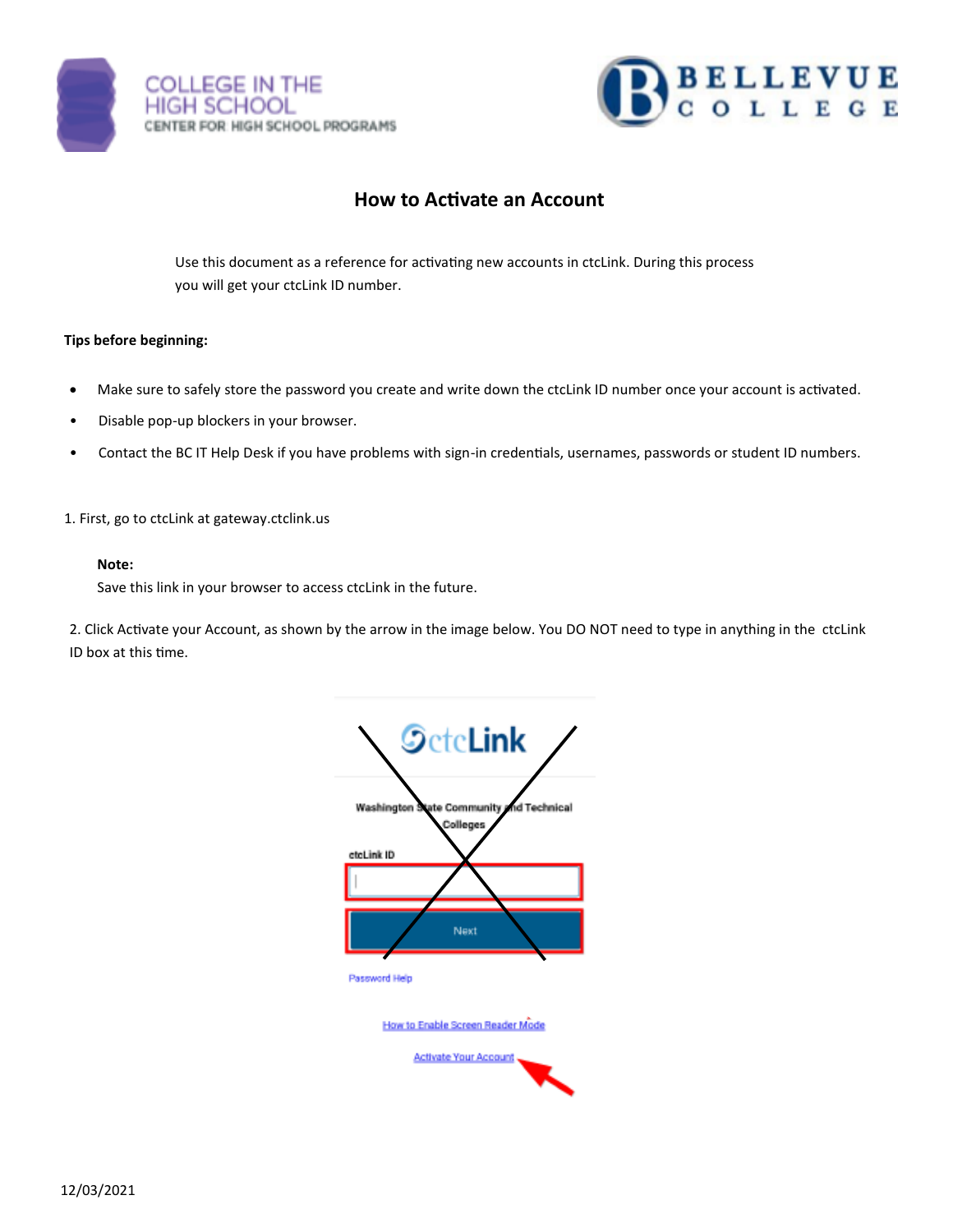# How to Activate an Account

Use this document as a reference for activating new accounts in ctcLink. During this process you will get your ctcLink ID number.

**Tips before beginning:**

- Make sure to safely store the password you create and write down the ctcLink ID number once your account is activated.
- Disable pop-up blockers in your browser.
- Contact the BC IT Help Desk if you have problems with sign-in credentials, usernames, passwords or student ID numbers.

1. First, go to ctcLink at gateway.ctclink.us

   **Note:**
   Save this link in your browser to access ctcLink in the future.

2. Click Activate your Account, as shown by the arrow in the image below. You DO NOT need to type in anything in the ctcLink ID box at this time.

12/03/2021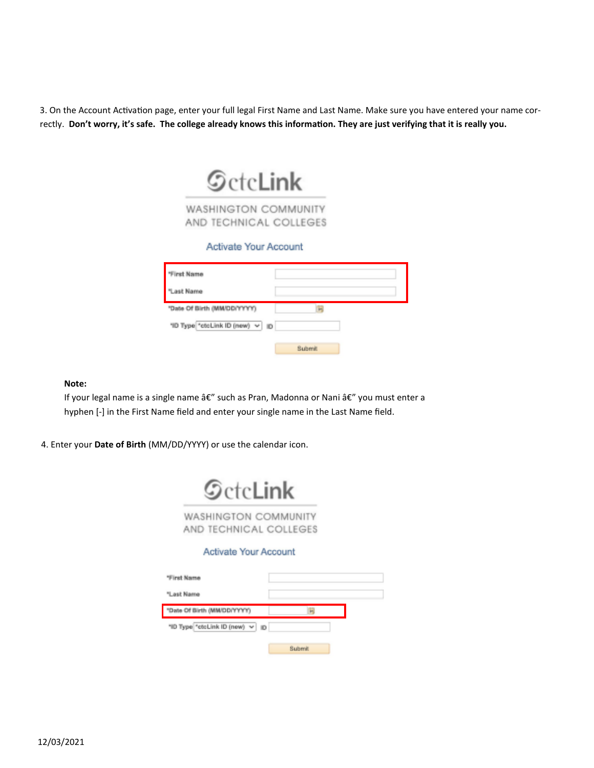3. On the Account Activation page, enter your full legal First Name and Last Name. Make sure you have entered your name correctly. **Don't worry, it's safe. The college already knows this information. They are just verifying that it is really you.**

ctcLink

WASHINGTON COMMUNITY AND TECHNICAL COLLEGES

Activate Your Account

*First Name

*Last Name

*Date Of Birth (MM/DD/YYYY)

*ID Type *ctcLink ID (new) ID

Submit

**Note:**

If your legal name is a single name â€" such as Pran, Madonna or Nani â€" you must enter a hyphen [-] in the First Name field and enter your single name in the Last Name field.

4. Enter your **Date of Birth** (MM/DD/YYYY) or use the calendar icon.

ctcLink

WASHINGTON COMMUNITY AND TECHNICAL COLLEGES

Activate Your Account

*First Name

*Last Name

*Date Of Birth (MM/DD/YYYY)

*ID Type *ctcLink ID (new) ID

Submit

12/03/2021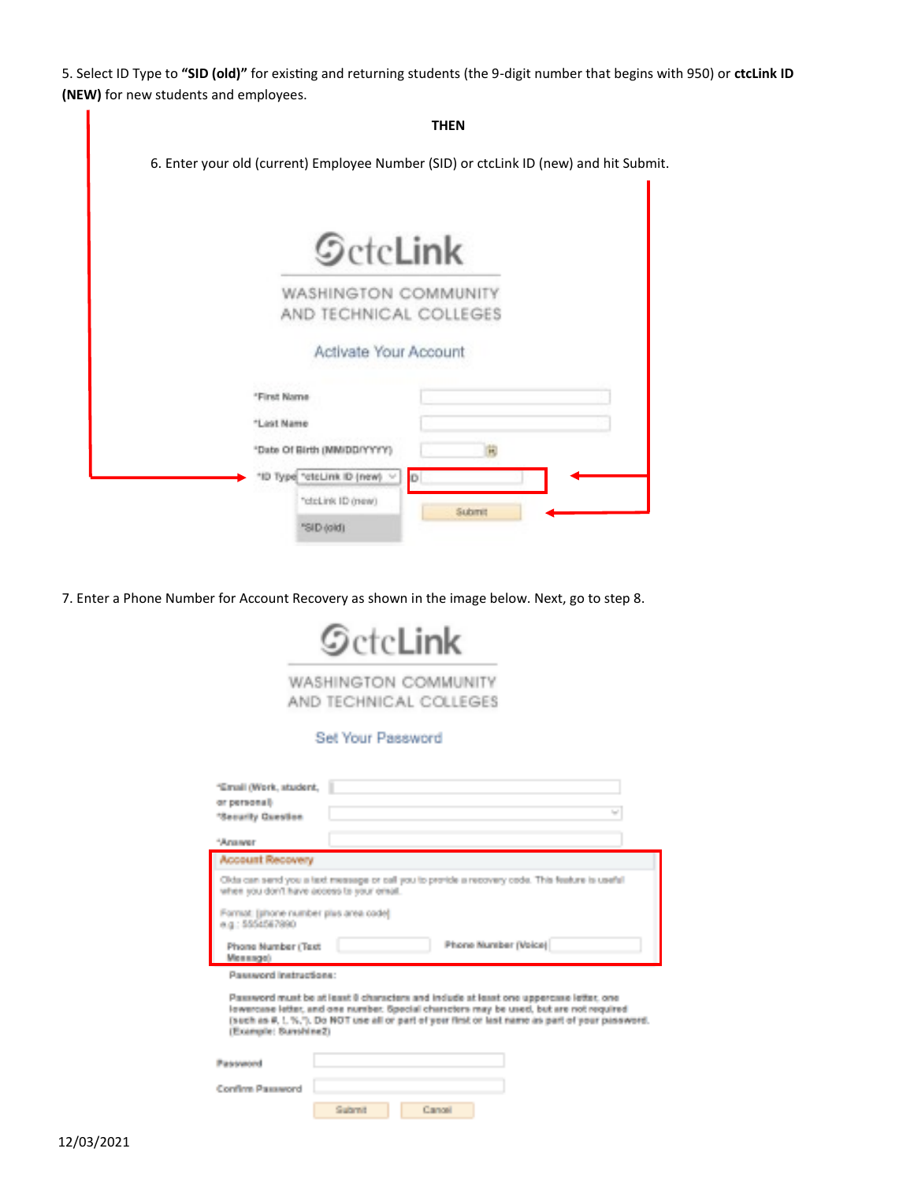5. Select ID Type to **"SID (old)"** for existing and returning students (the 9-digit number that begins with 950) or **ctcLink ID (NEW)** for new students and employees.

**THEN**

6. Enter your old (current) Employee Number (SID) or ctcLink ID (new) and hit Submit.

7. Enter a Phone Number for Account Recovery as shown in the image below. Next, go to step 8.

12/03/2021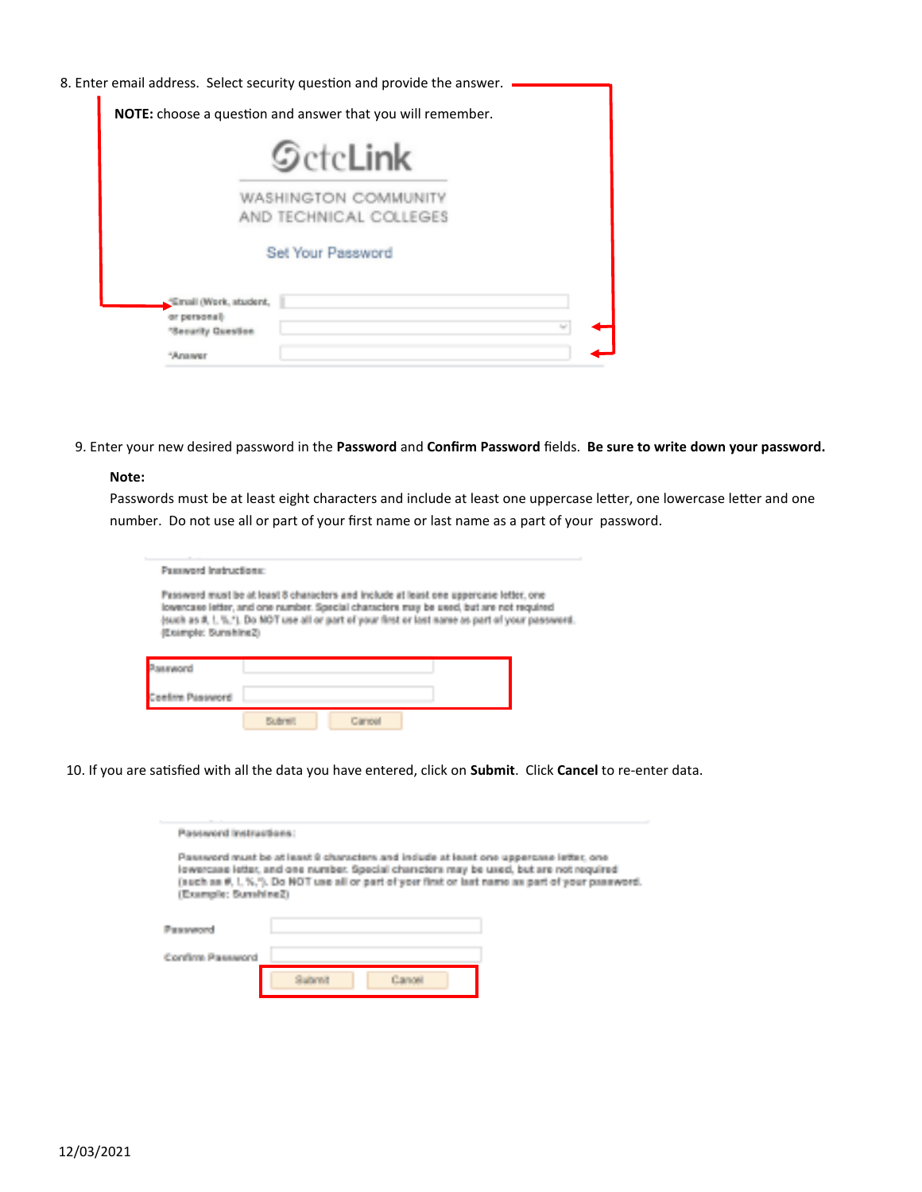8. Enter email address. Select security question and provide the answer.

**NOTE:** choose a question and answer that you will remember.

ctcLink

WASHINGTON COMMUNITY AND TECHNICAL COLLEGES

Set Your Password

*Email (Work, student, or personal)

*Security Question

*Answer

9. Enter your new desired password in the **Password** and **Confirm Password** fields. **Be sure to write down your password.**

**Note:**

Passwords must be at least eight characters and include at least one uppercase letter, one lowercase letter and one number. Do not use all or part of your first name or last name as a part of your password.

Password Instructions:

Password must be at least 8 characters and include at least one uppercase letter, one lowercase letter, and one number. Special characters may be used, but are not required (such as #, !, %,*). Do NOT use all or part of your first or last name as part of your password. (Example: Sunshine2)

Password

Confirm Password

Submit Cancel

10. If you are satisfied with all the data you have entered, click on **Submit**. Click **Cancel** to re-enter data.

Password Instructions:

Password must be at least 8 characters and include at least one uppercase letter, one lowercase letter, and one number. Special characters may be used, but are not required (such as #, !, %,*). Do NOT use all or part of your first or last name as part of your password. (Example: Sunshine2)

Password

Confirm Password

Submit Cancel

12/03/2021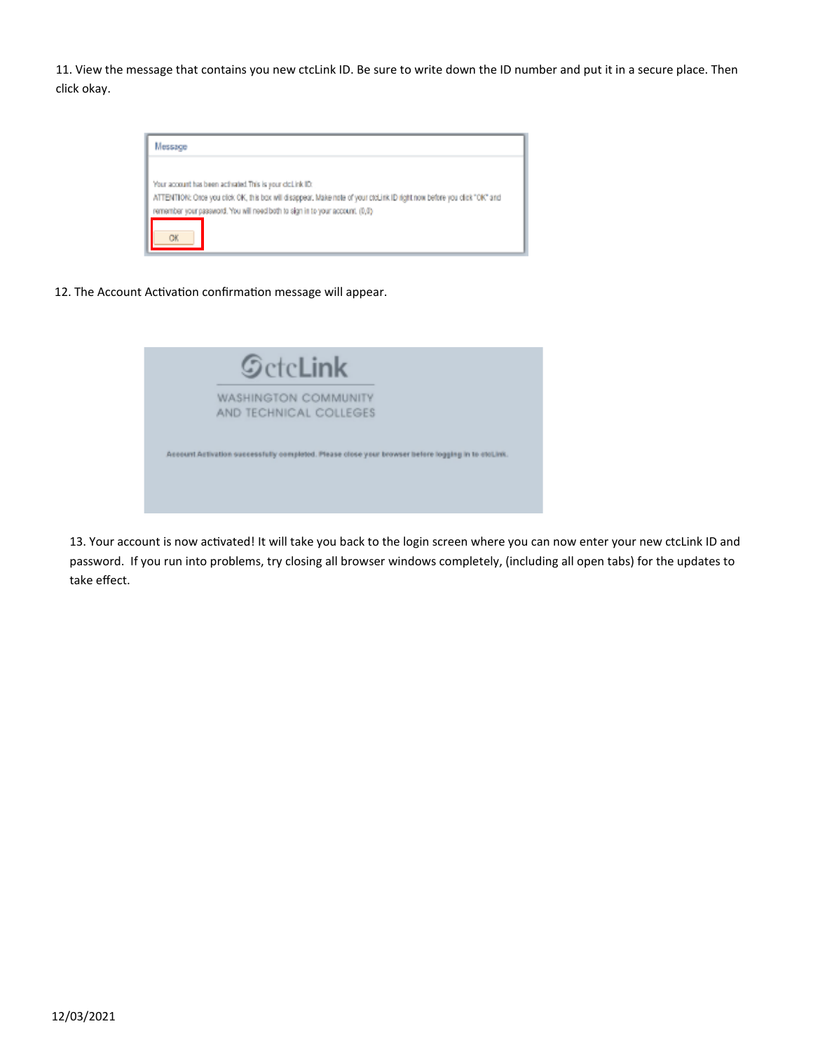11. View the message that contains you new ctcLink ID. Be sure to write down the ID number and put it in a secure place. Then click okay.

Message

Your account has been activated This is your ctcLink ID:

ATTENTION: Once you click OK, this box will disappear. Make note of your ctcLink ID right now before you click "OK" and remember your password. You will need both to sign in to your account. (0,0)

OK

12. The Account Activation confirmation message will appear.

ctcLink

WASHINGTON COMMUNITY AND TECHNICAL COLLEGES

Account Activation successfully completed. Please close your browser before logging in to ctcLink.

13. Your account is now activated! It will take you back to the login screen where you can now enter your new ctcLink ID and password. If you run into problems, try closing all browser windows completely, (including all open tabs) for the updates to take effect.